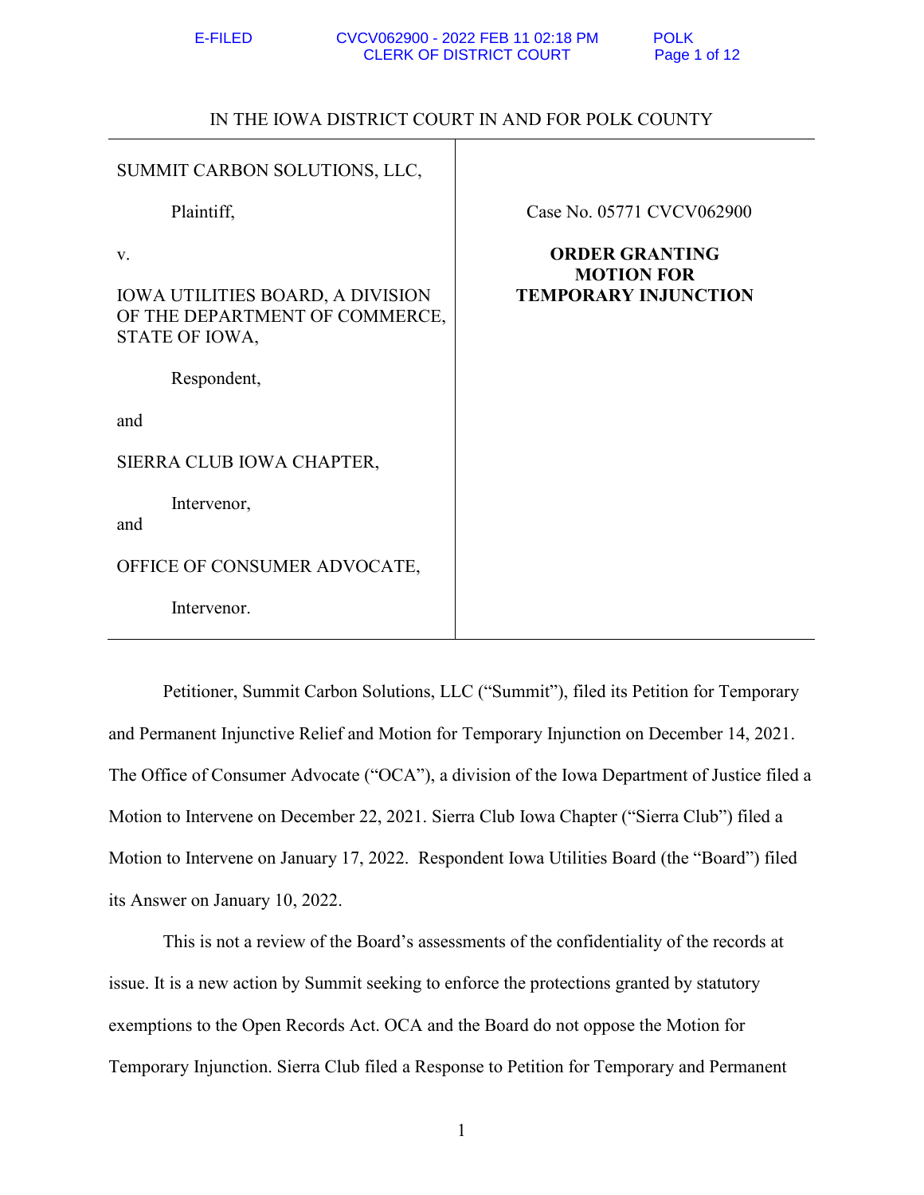IN THE IOWA DISTRICT COURT IN AND FOR POLK COUNTY

| | |
|---|---|
| SUMMIT CARBON SOLUTIONS, LLC,<br><br>Plaintiff,<br><br>v.<br><br>IOWA UTILITIES BOARD, A DIVISION OF THE DEPARTMENT OF COMMERCE, STATE OF IOWA,<br><br>Respondent,<br><br>and<br><br>SIERRA CLUB IOWA CHAPTER,<br><br>Intervenor,<br><br>and<br><br>OFFICE OF CONSUMER ADVOCATE,<br><br>Intervenor. | Case No. 05771 CVCV062900<br><br>**ORDER GRANTING MOTION FOR TEMPORARY INJUNCTION** |

Petitioner, Summit Carbon Solutions, LLC ("Summit"), filed its Petition for Temporary and Permanent Injunctive Relief and Motion for Temporary Injunction on December 14, 2021. The Office of Consumer Advocate ("OCA"), a division of the Iowa Department of Justice filed a Motion to Intervene on December 22, 2021. Sierra Club Iowa Chapter ("Sierra Club") filed a Motion to Intervene on January 17, 2022. Respondent Iowa Utilities Board (the "Board") filed its Answer on January 10, 2022.

This is not a review of the Board's assessments of the confidentiality of the records at issue. It is a new action by Summit seeking to enforce the protections granted by statutory exemptions to the Open Records Act. OCA and the Board do not oppose the Motion for Temporary Injunction. Sierra Club filed a Response to Petition for Temporary and Permanent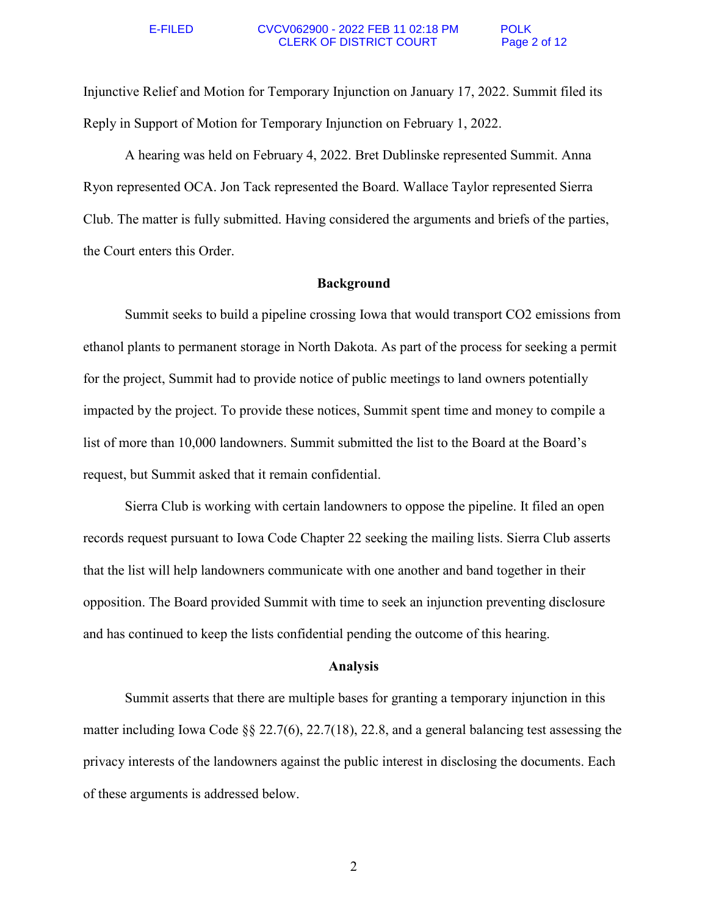Injunctive Relief and Motion for Temporary Injunction on January 17, 2022. Summit filed its Reply in Support of Motion for Temporary Injunction on February 1, 2022.

A hearing was held on February 4, 2022. Bret Dublinske represented Summit. Anna Ryon represented OCA. Jon Tack represented the Board. Wallace Taylor represented Sierra Club. The matter is fully submitted. Having considered the arguments and briefs of the parties, the Court enters this Order.

## Background

Summit seeks to build a pipeline crossing Iowa that would transport $CO_2$ emissions from ethanol plants to permanent storage in North Dakota. As part of the process for seeking a permit for the project, Summit had to provide notice of public meetings to land owners potentially impacted by the project. To provide these notices, Summit spent time and money to compile a list of more than 10,000 landowners. Summit submitted the list to the Board at the Board's request, but Summit asked that it remain confidential.

Sierra Club is working with certain landowners to oppose the pipeline. It filed an open records request pursuant to Iowa Code Chapter 22 seeking the mailing lists. Sierra Club asserts that the list will help landowners communicate with one another and band together in their opposition. The Board provided Summit with time to seek an injunction preventing disclosure and has continued to keep the lists confidential pending the outcome of this hearing.

## Analysis

Summit asserts that there are multiple bases for granting a temporary injunction in this matter including Iowa Code §§ 22.7(6), 22.7(18), 22.8, and a general balancing test assessing the privacy interests of the landowners against the public interest in disclosing the documents. Each of these arguments is addressed below.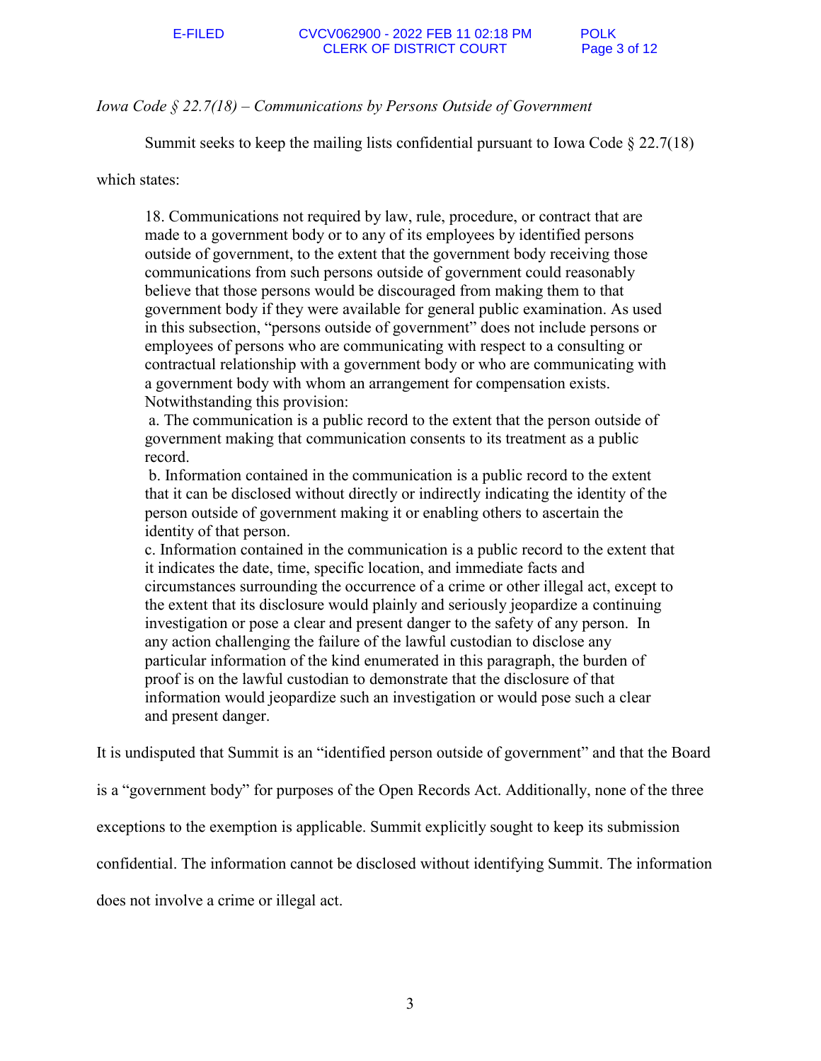*Iowa Code § 22.7(18) – Communications by Persons Outside of Government*

Summit seeks to keep the mailing lists confidential pursuant to Iowa Code § 22.7(18) which states:

> 18. Communications not required by law, rule, procedure, or contract that are made to a government body or to any of its employees by identified persons outside of government, to the extent that the government body receiving those communications from such persons outside of government could reasonably believe that those persons would be discouraged from making them to that government body if they were available for general public examination. As used in this subsection, "persons outside of government" does not include persons or employees of persons who are communicating with respect to a consulting or contractual relationship with a government body or who are communicating with a government body with whom an arrangement for compensation exists. Notwithstanding this provision:
>
> a. The communication is a public record to the extent that the person outside of government making that communication consents to its treatment as a public record.
>
> b. Information contained in the communication is a public record to the extent that it can be disclosed without directly or indirectly indicating the identity of the person outside of government making it or enabling others to ascertain the identity of that person.
>
> c. Information contained in the communication is a public record to the extent that it indicates the date, time, specific location, and immediate facts and circumstances surrounding the occurrence of a crime or other illegal act, except to the extent that its disclosure would plainly and seriously jeopardize a continuing investigation or pose a clear and present danger to the safety of any person. In any action challenging the failure of the lawful custodian to disclose any particular information of the kind enumerated in this paragraph, the burden of proof is on the lawful custodian to demonstrate that the disclosure of that information would jeopardize such an investigation or would pose such a clear and present danger.

It is undisputed that Summit is an "identified person outside of government" and that the Board is a "government body" for purposes of the Open Records Act. Additionally, none of the three exceptions to the exemption is applicable. Summit explicitly sought to keep its submission confidential. The information cannot be disclosed without identifying Summit. The information does not involve a crime or illegal act.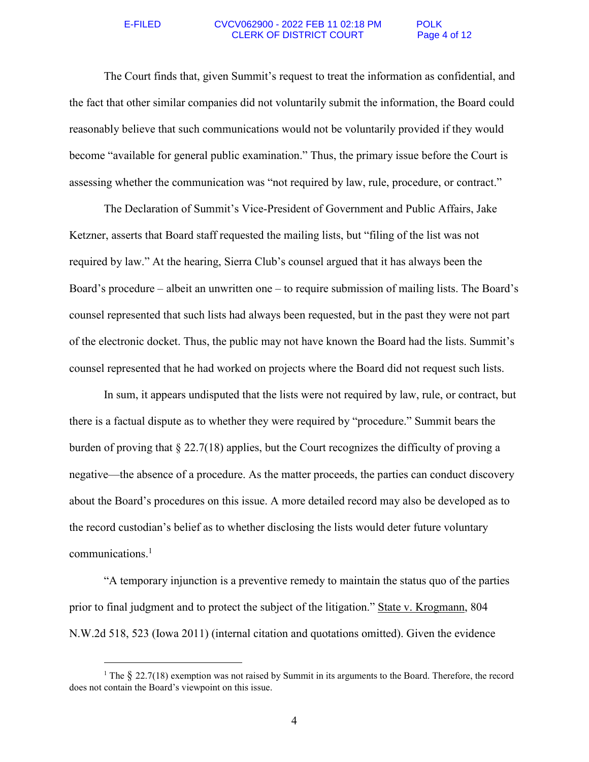The Court finds that, given Summit's request to treat the information as confidential, and the fact that other similar companies did not voluntarily submit the information, the Board could reasonably believe that such communications would not be voluntarily provided if they would become "available for general public examination." Thus, the primary issue before the Court is assessing whether the communication was "not required by law, rule, procedure, or contract."

The Declaration of Summit's Vice-President of Government and Public Affairs, Jake Ketzner, asserts that Board staff requested the mailing lists, but "filing of the list was not required by law." At the hearing, Sierra Club's counsel argued that it has always been the Board's procedure – albeit an unwritten one – to require submission of mailing lists. The Board's counsel represented that such lists had always been requested, but in the past they were not part of the electronic docket. Thus, the public may not have known the Board had the lists. Summit's counsel represented that he had worked on projects where the Board did not request such lists.

In sum, it appears undisputed that the lists were not required by law, rule, or contract, but there is a factual dispute as to whether they were required by "procedure." Summit bears the burden of proving that § 22.7(18) applies, but the Court recognizes the difficulty of proving a negative—the absence of a procedure. As the matter proceeds, the parties can conduct discovery about the Board's procedures on this issue. A more detailed record may also be developed as to the record custodian's belief as to whether disclosing the lists would deter future voluntary communications.[1]

"A temporary injunction is a preventive remedy to maintain the status quo of the parties prior to final judgment and to protect the subject of the litigation." State v. Krogmann, 804 N.W.2d 518, 523 (Iowa 2011) (internal citation and quotations omitted). Given the evidence

---

[1] The § 22.7(18) exemption was not raised by Summit in its arguments to the Board. Therefore, the record does not contain the Board's viewpoint on this issue.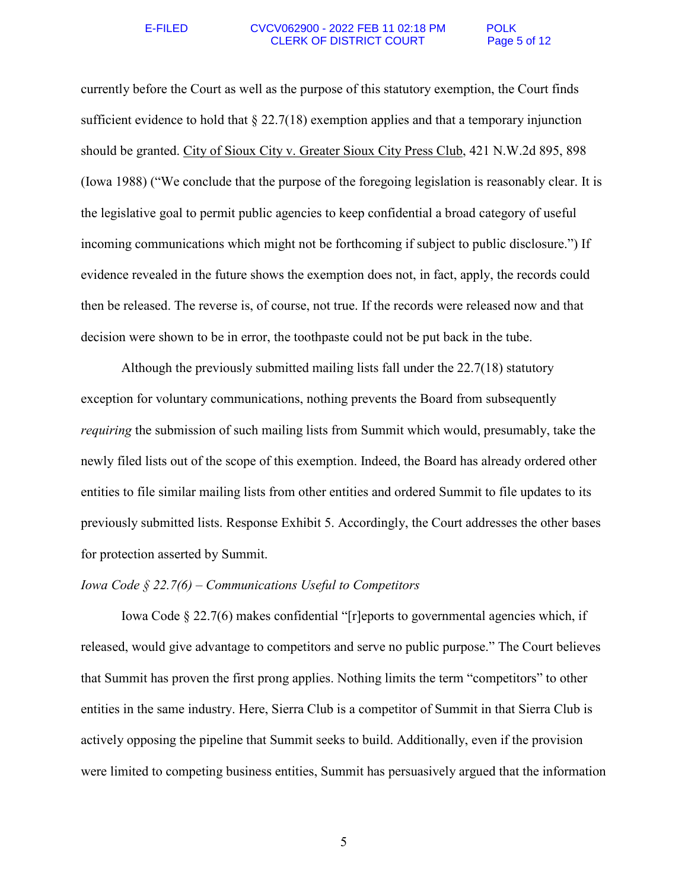currently before the Court as well as the purpose of this statutory exemption, the Court finds sufficient evidence to hold that § 22.7(18) exemption applies and that a temporary injunction should be granted. City of Sioux City v. Greater Sioux City Press Club, 421 N.W.2d 895, 898 (Iowa 1988) ("We conclude that the purpose of the foregoing legislation is reasonably clear. It is the legislative goal to permit public agencies to keep confidential a broad category of useful incoming communications which might not be forthcoming if subject to public disclosure.") If evidence revealed in the future shows the exemption does not, in fact, apply, the records could then be released. The reverse is, of course, not true. If the records were released now and that decision were shown to be in error, the toothpaste could not be put back in the tube.

Although the previously submitted mailing lists fall under the 22.7(18) statutory exception for voluntary communications, nothing prevents the Board from subsequently *requiring* the submission of such mailing lists from Summit which would, presumably, take the newly filed lists out of the scope of this exemption. Indeed, the Board has already ordered other entities to file similar mailing lists from other entities and ordered Summit to file updates to its previously submitted lists. Response Exhibit 5. Accordingly, the Court addresses the other bases for protection asserted by Summit.

*Iowa Code § 22.7(6) – Communications Useful to Competitors*

Iowa Code § 22.7(6) makes confidential "[r]eports to governmental agencies which, if released, would give advantage to competitors and serve no public purpose." The Court believes that Summit has proven the first prong applies. Nothing limits the term "competitors" to other entities in the same industry. Here, Sierra Club is a competitor of Summit in that Sierra Club is actively opposing the pipeline that Summit seeks to build. Additionally, even if the provision were limited to competing business entities, Summit has persuasively argued that the information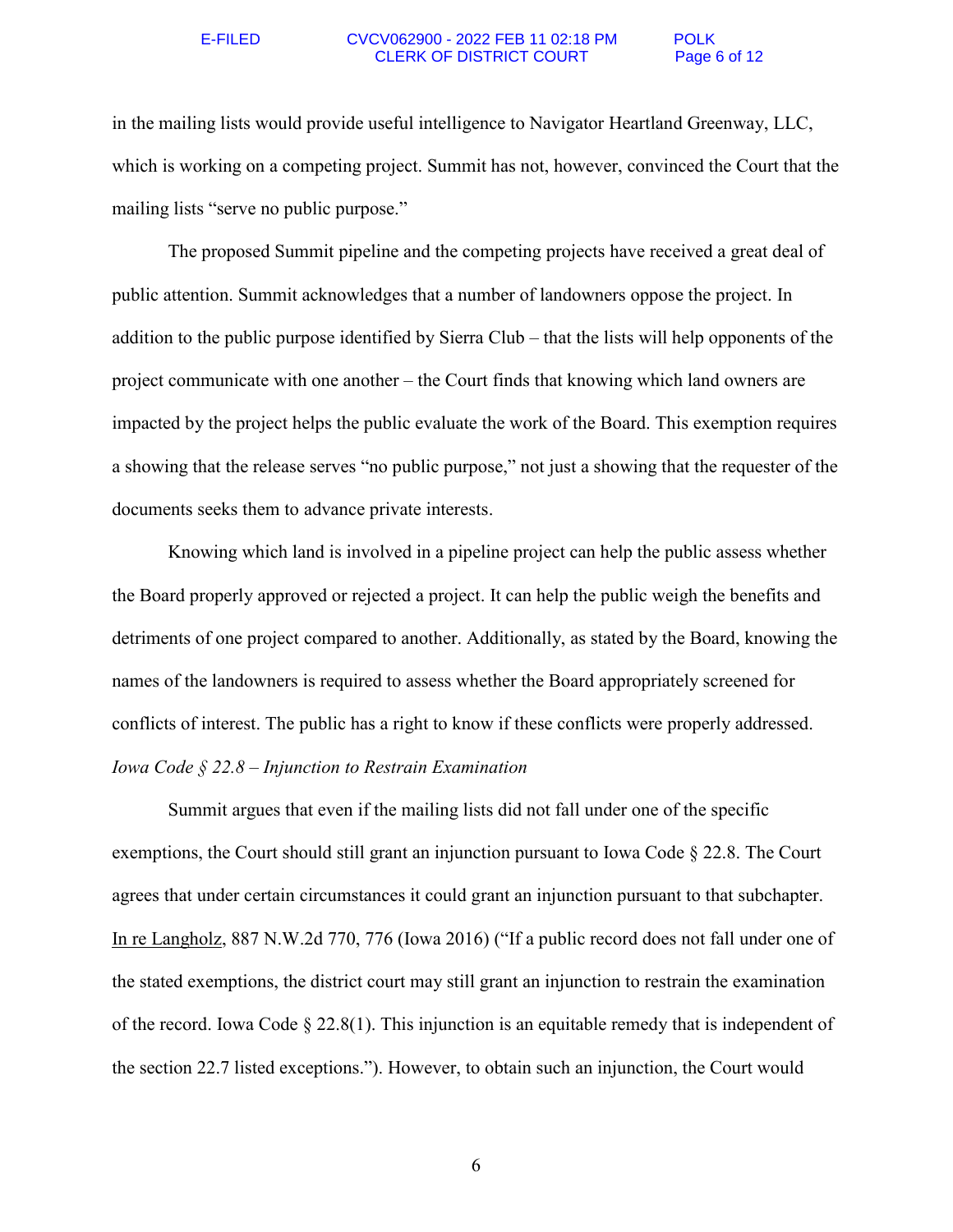in the mailing lists would provide useful intelligence to Navigator Heartland Greenway, LLC, which is working on a competing project. Summit has not, however, convinced the Court that the mailing lists "serve no public purpose."

The proposed Summit pipeline and the competing projects have received a great deal of public attention. Summit acknowledges that a number of landowners oppose the project. In addition to the public purpose identified by Sierra Club – that the lists will help opponents of the project communicate with one another – the Court finds that knowing which land owners are impacted by the project helps the public evaluate the work of the Board. This exemption requires a showing that the release serves "no public purpose," not just a showing that the requester of the documents seeks them to advance private interests.

Knowing which land is involved in a pipeline project can help the public assess whether the Board properly approved or rejected a project. It can help the public weigh the benefits and detriments of one project compared to another. Additionally, as stated by the Board, knowing the names of the landowners is required to assess whether the Board appropriately screened for conflicts of interest. The public has a right to know if these conflicts were properly addressed.

*Iowa Code § 22.8 – Injunction to Restrain Examination*

Summit argues that even if the mailing lists did not fall under one of the specific exemptions, the Court should still grant an injunction pursuant to Iowa Code § 22.8. The Court agrees that under certain circumstances it could grant an injunction pursuant to that subchapter. In re Langholz, 887 N.W.2d 770, 776 (Iowa 2016) ("If a public record does not fall under one of the stated exemptions, the district court may still grant an injunction to restrain the examination of the record. Iowa Code § 22.8(1). This injunction is an equitable remedy that is independent of the section 22.7 listed exceptions."). However, to obtain such an injunction, the Court would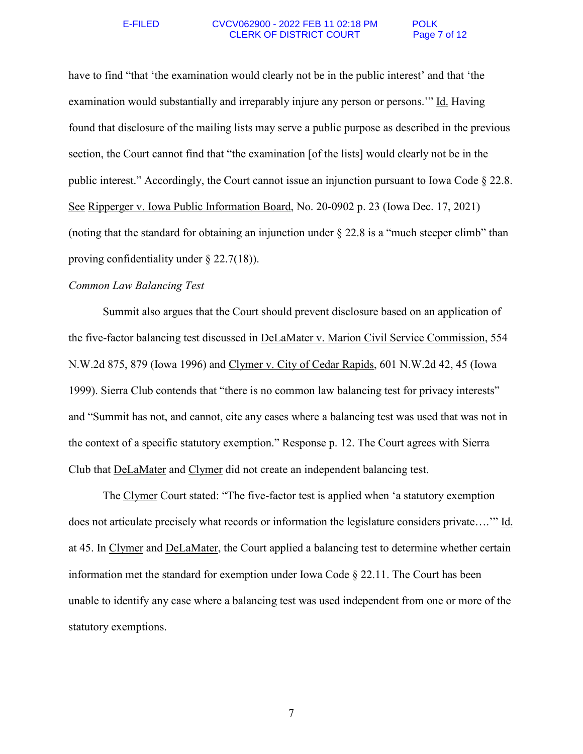have to find "that 'the examination would clearly not be in the public interest' and that 'the examination would substantially and irreparably injure any person or persons.'" Id. Having found that disclosure of the mailing lists may serve a public purpose as described in the previous section, the Court cannot find that "the examination [of the lists] would clearly not be in the public interest." Accordingly, the Court cannot issue an injunction pursuant to Iowa Code § 22.8. See Ripperger v. Iowa Public Information Board, No. 20-0902 p. 23 (Iowa Dec. 17, 2021) (noting that the standard for obtaining an injunction under § 22.8 is a "much steeper climb" than proving confidentiality under § 22.7(18)).

*Common Law Balancing Test*

Summit also argues that the Court should prevent disclosure based on an application of the five-factor balancing test discussed in DeLaMater v. Marion Civil Service Commission, 554 N.W.2d 875, 879 (Iowa 1996) and Clymer v. City of Cedar Rapids, 601 N.W.2d 42, 45 (Iowa 1999). Sierra Club contends that "there is no common law balancing test for privacy interests" and "Summit has not, and cannot, cite any cases where a balancing test was used that was not in the context of a specific statutory exemption." Response p. 12. The Court agrees with Sierra Club that DeLaMater and Clymer did not create an independent balancing test.

The Clymer Court stated: "The five-factor test is applied when 'a statutory exemption does not articulate precisely what records or information the legislature considers private….'" Id. at 45. In Clymer and DeLaMater, the Court applied a balancing test to determine whether certain information met the standard for exemption under Iowa Code § 22.11. The Court has been unable to identify any case where a balancing test was used independent from one or more of the statutory exemptions.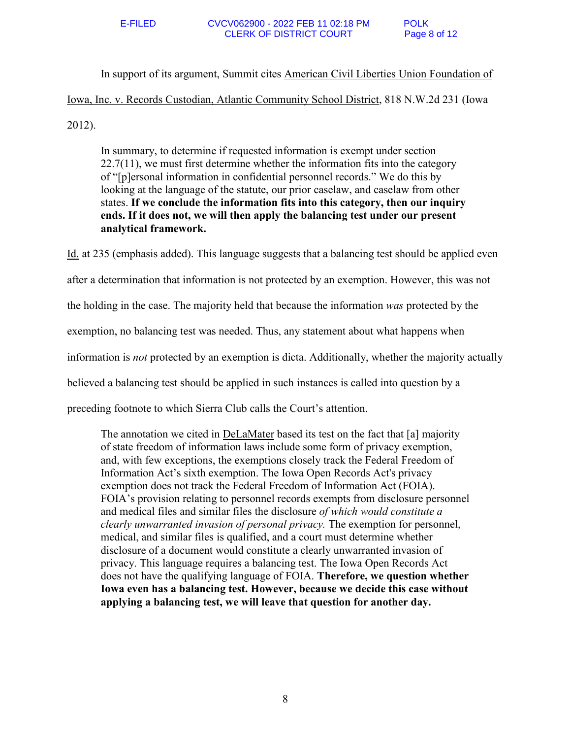In support of its argument, Summit cites <u>American Civil Liberties Union Foundation of Iowa, Inc. v. Records Custodian, Atlantic Community School District</u>, 818 N.W.2d 231 (Iowa 2012).

> In summary, to determine if requested information is exempt under section 22.7(11), we must first determine whether the information fits into the category of "[p]ersonal information in confidential personnel records." We do this by looking at the language of the statute, our prior caselaw, and caselaw from other states. **If we conclude the information fits into this category, then our inquiry ends. If it does not, we will then apply the balancing test under our present analytical framework.**

<u>Id.</u> at 235 (emphasis added). This language suggests that a balancing test should be applied even after a determination that information is not protected by an exemption. However, this was not the holding in the case. The majority held that because the information *was* protected by the exemption, no balancing test was needed. Thus, any statement about what happens when information is *not* protected by an exemption is dicta. Additionally, whether the majority actually believed a balancing test should be applied in such instances is called into question by a preceding footnote to which Sierra Club calls the Court's attention.

> The annotation we cited in <u>DeLaMater</u> based its test on the fact that [a] majority of state freedom of information laws include some form of privacy exemption, and, with few exceptions, the exemptions closely track the Federal Freedom of Information Act's sixth exemption. The Iowa Open Records Act's privacy exemption does not track the Federal Freedom of Information Act (FOIA). FOIA's provision relating to personnel records exempts from disclosure personnel and medical files and similar files the disclosure *of which would constitute a clearly unwarranted invasion of personal privacy.* The exemption for personnel, medical, and similar files is qualified, and a court must determine whether disclosure of a document would constitute a clearly unwarranted invasion of privacy. This language requires a balancing test. The Iowa Open Records Act does not have the qualifying language of FOIA. **Therefore, we question whether Iowa even has a balancing test. However, because we decide this case without applying a balancing test, we will leave that question for another day.**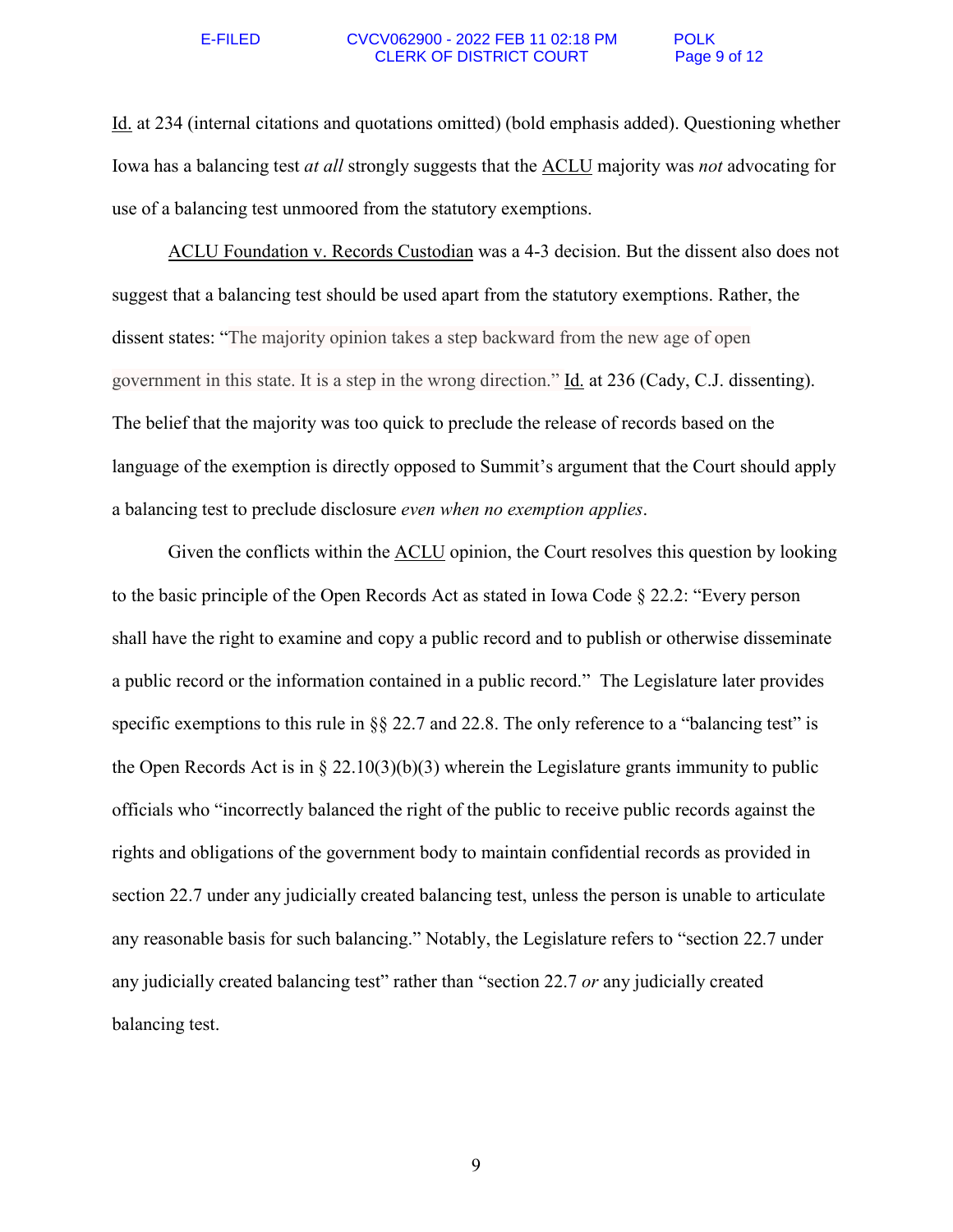Id. at 234 (internal citations and quotations omitted) (bold emphasis added). Questioning whether Iowa has a balancing test *at all* strongly suggests that the ACLU majority was *not* advocating for use of a balancing test unmoored from the statutory exemptions.

ACLU Foundation v. Records Custodian was a 4-3 decision. But the dissent also does not suggest that a balancing test should be used apart from the statutory exemptions. Rather, the dissent states: "The majority opinion takes a step backward from the new age of open government in this state. It is a step in the wrong direction." Id. at 236 (Cady, C.J. dissenting). The belief that the majority was too quick to preclude the release of records based on the language of the exemption is directly opposed to Summit's argument that the Court should apply a balancing test to preclude disclosure *even when no exemption applies*.

Given the conflicts within the ACLU opinion, the Court resolves this question by looking to the basic principle of the Open Records Act as stated in Iowa Code § 22.2: "Every person shall have the right to examine and copy a public record and to publish or otherwise disseminate a public record or the information contained in a public record." The Legislature later provides specific exemptions to this rule in §§ 22.7 and 22.8. The only reference to a "balancing test" is the Open Records Act is in § 22.10(3)(b)(3) wherein the Legislature grants immunity to public officials who "incorrectly balanced the right of the public to receive public records against the rights and obligations of the government body to maintain confidential records as provided in section 22.7 under any judicially created balancing test, unless the person is unable to articulate any reasonable basis for such balancing." Notably, the Legislature refers to "section 22.7 under any judicially created balancing test" rather than "section 22.7 *or* any judicially created balancing test.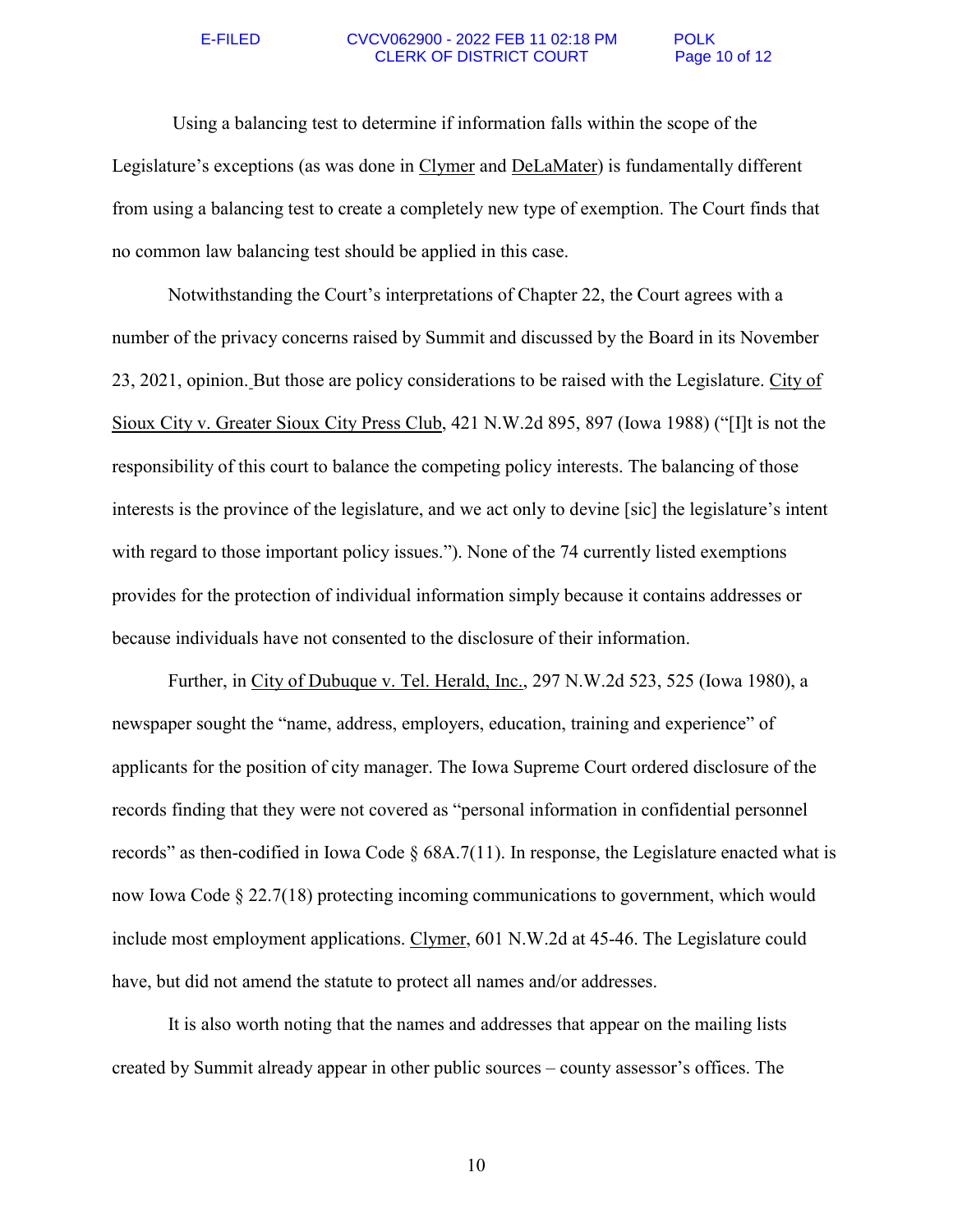Using a balancing test to determine if information falls within the scope of the Legislature's exceptions (as was done in Clymer and DeLaMater) is fundamentally different from using a balancing test to create a completely new type of exemption. The Court finds that no common law balancing test should be applied in this case.

Notwithstanding the Court's interpretations of Chapter 22, the Court agrees with a number of the privacy concerns raised by Summit and discussed by the Board in its November 23, 2021, opinion. But those are policy considerations to be raised with the Legislature. City of Sioux City v. Greater Sioux City Press Club, 421 N.W.2d 895, 897 (Iowa 1988) ("[I]t is not the responsibility of this court to balance the competing policy interests. The balancing of those interests is the province of the legislature, and we act only to devine [sic] the legislature's intent with regard to those important policy issues."). None of the 74 currently listed exemptions provides for the protection of individual information simply because it contains addresses or because individuals have not consented to the disclosure of their information.

Further, in City of Dubuque v. Tel. Herald, Inc., 297 N.W.2d 523, 525 (Iowa 1980), a newspaper sought the "name, address, employers, education, training and experience" of applicants for the position of city manager. The Iowa Supreme Court ordered disclosure of the records finding that they were not covered as "personal information in confidential personnel records" as then-codified in Iowa Code § 68A.7(11). In response, the Legislature enacted what is now Iowa Code § 22.7(18) protecting incoming communications to government, which would include most employment applications. Clymer, 601 N.W.2d at 45-46. The Legislature could have, but did not amend the statute to protect all names and/or addresses.

It is also worth noting that the names and addresses that appear on the mailing lists created by Summit already appear in other public sources – county assessor's offices. The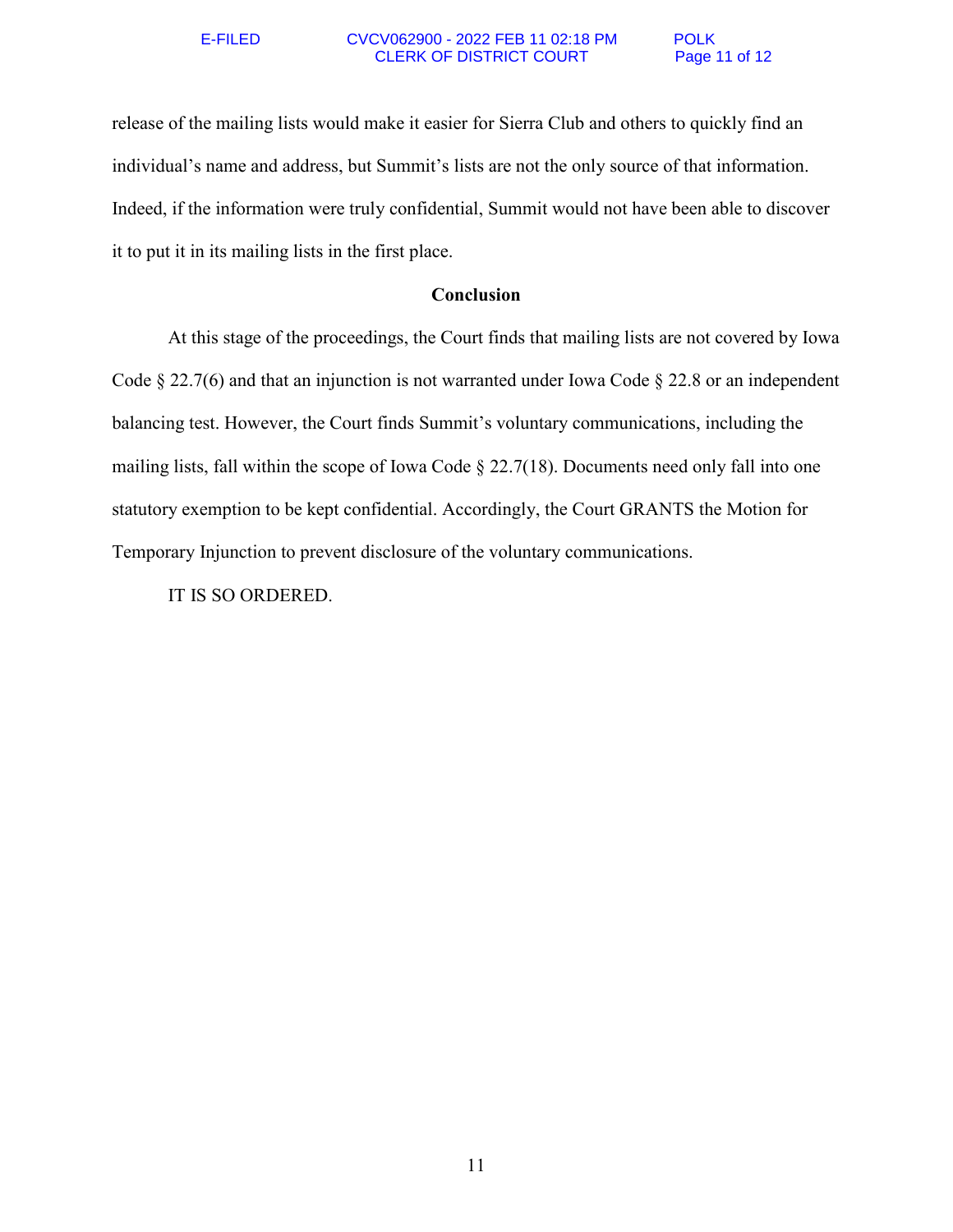release of the mailing lists would make it easier for Sierra Club and others to quickly find an individual's name and address, but Summit's lists are not the only source of that information. Indeed, if the information were truly confidential, Summit would not have been able to discover it to put it in its mailing lists in the first place.

**Conclusion**

At this stage of the proceedings, the Court finds that mailing lists are not covered by Iowa Code § 22.7(6) and that an injunction is not warranted under Iowa Code § 22.8 or an independent balancing test. However, the Court finds Summit's voluntary communications, including the mailing lists, fall within the scope of Iowa Code § 22.7(18). Documents need only fall into one statutory exemption to be kept confidential. Accordingly, the Court GRANTS the Motion for Temporary Injunction to prevent disclosure of the voluntary communications.

IT IS SO ORDERED.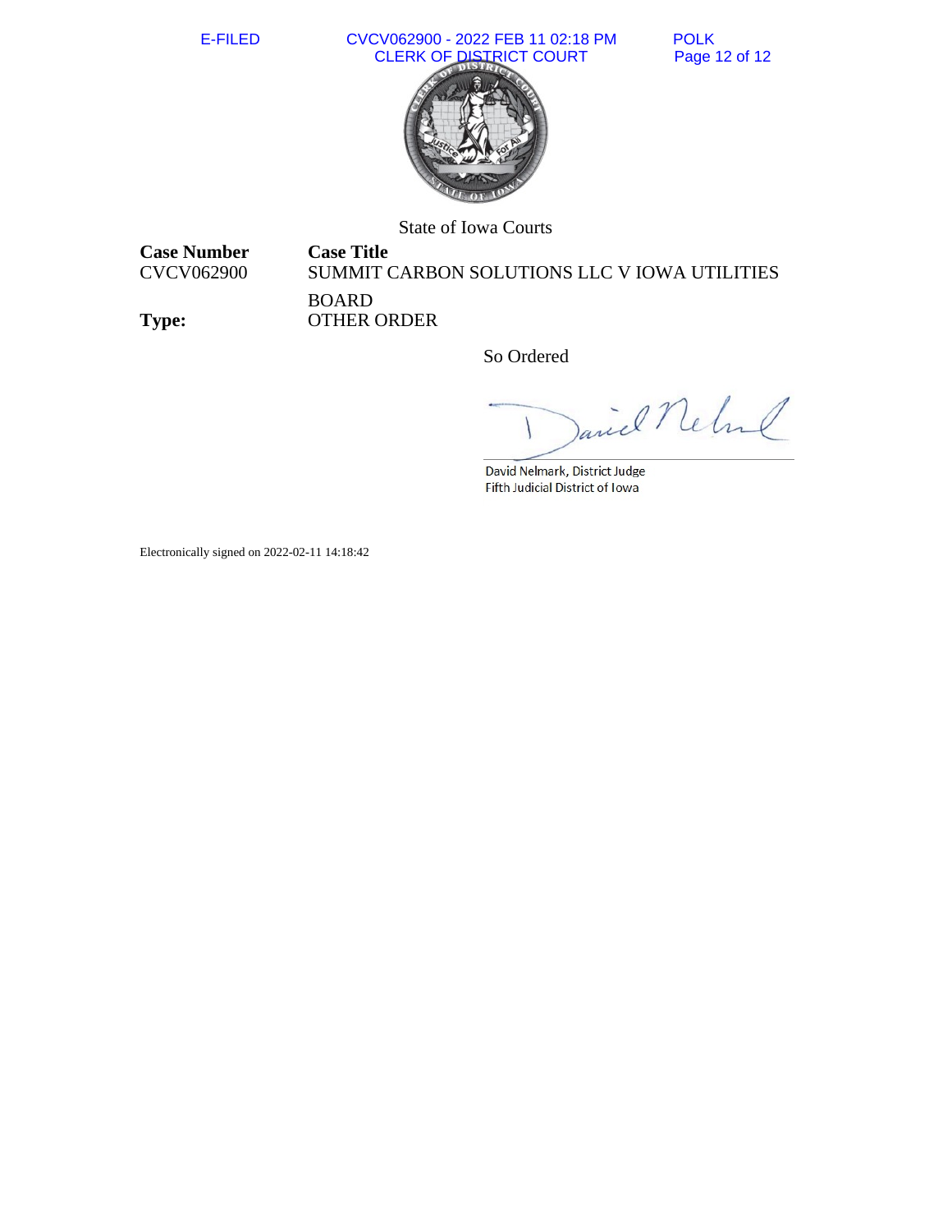State of Iowa Courts

| | |
|---|---|
| **Case Number** | **Case Title** |
| CVCV062900 | SUMMIT CARBON SOLUTIONS LLC V IOWA UTILITIES BOARD |
| **Type:** | OTHER ORDER |

So Ordered

David Nelmark, District Judge
Fifth Judicial District of Iowa

Electronically signed on 2022-02-11 14:18:42